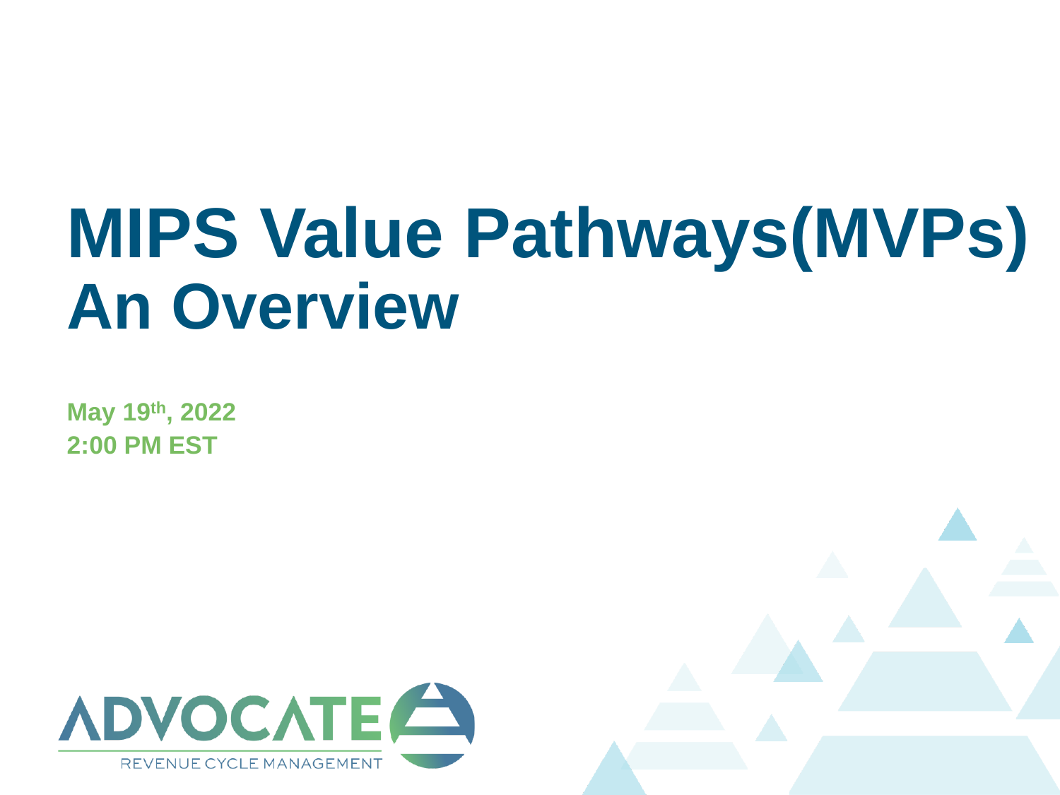# MIPS Value Pathways(MVPs) An Overview

**May 19th, 2022**
**2:00 PM EST**

ADVOCATE
REVENUE CYCLE MANAGEMENT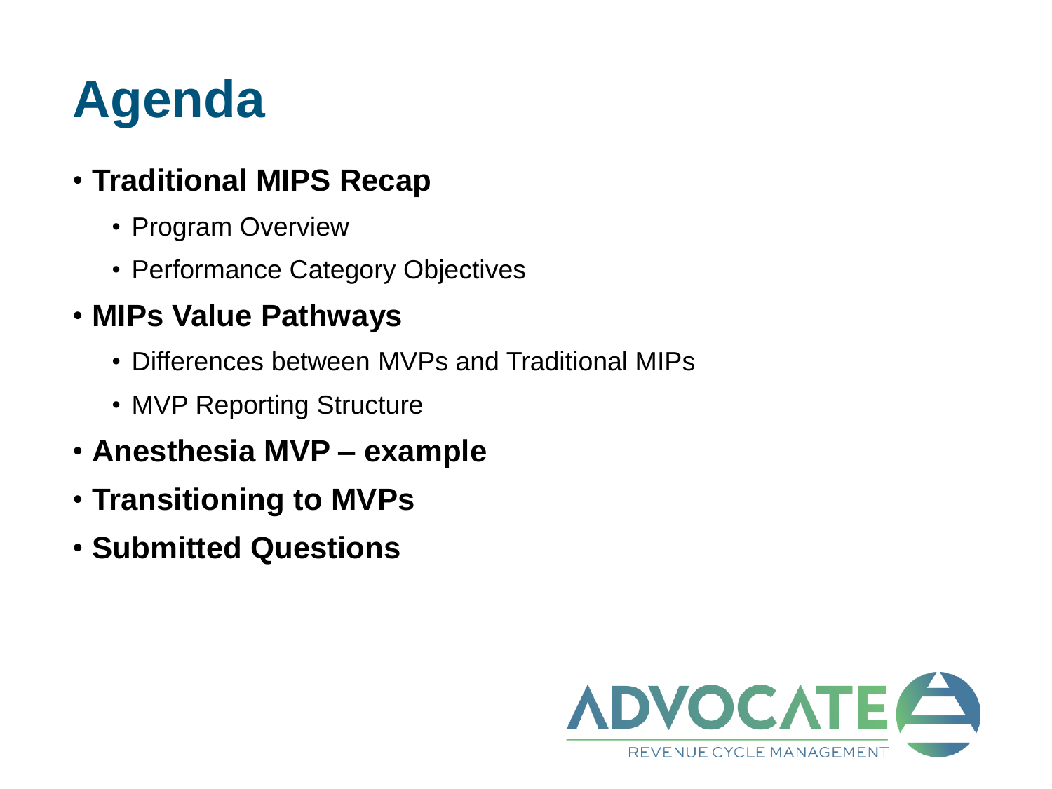# Agenda

- **Traditional MIPS Recap**
  - Program Overview
  - Performance Category Objectives
- **MIPs Value Pathways**
  - Differences between MVPs and Traditional MIPs
  - MVP Reporting Structure
- **Anesthesia MVP – example**
- **Transitioning to MVPs**
- **Submitted Questions**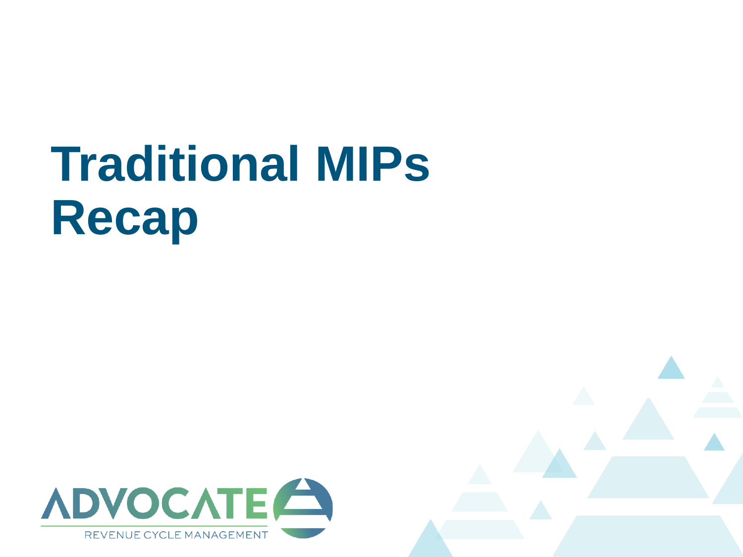# Traditional MIPs Recap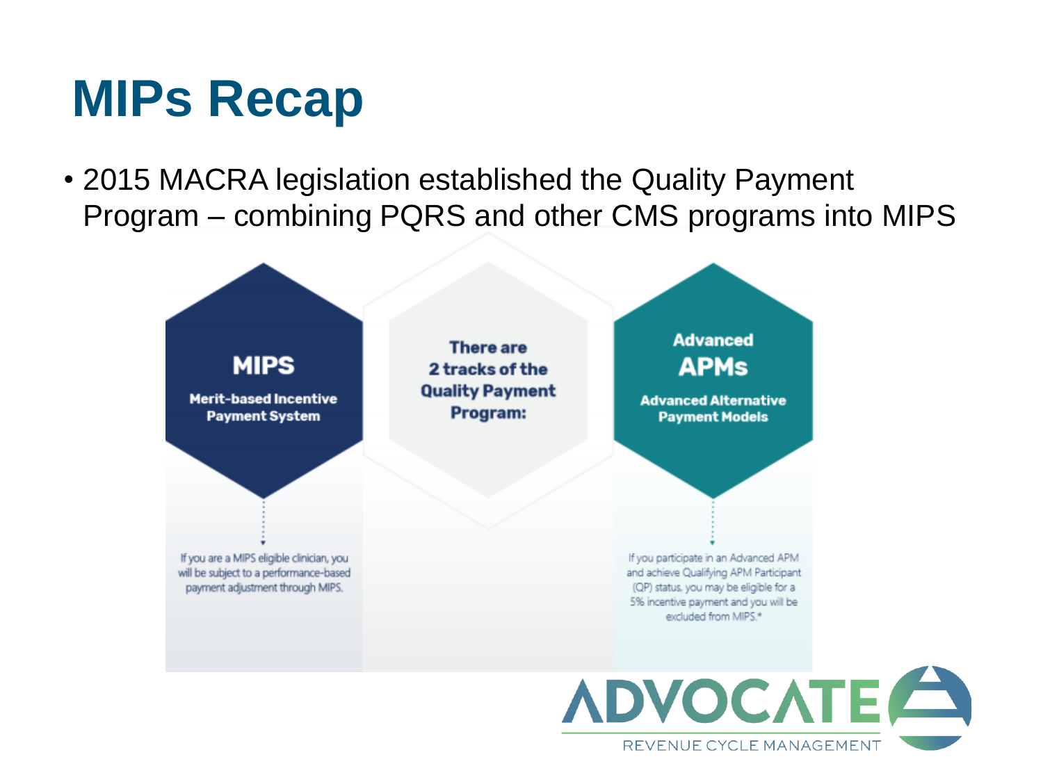# MIPs Recap

- 2015 MACRA legislation established the Quality Payment Program – combining PQRS and other CMS programs into MIPS

**MIPS**

**Merit-based Incentive Payment System**

If you are a MIPS eligible clinician, you will be subject to a performance-based payment adjustment through MIPS.

**There are 2 tracks of the Quality Payment Program:**

**Advanced APMs**

**Advanced Alternative Payment Models**

If you participate in an Advanced APM and achieve Qualifying APM Participant (QP) status, you may be eligible for a 5% incentive payment and you will be excluded from MIPS.*

ADVOCATE
REVENUE CYCLE MANAGEMENT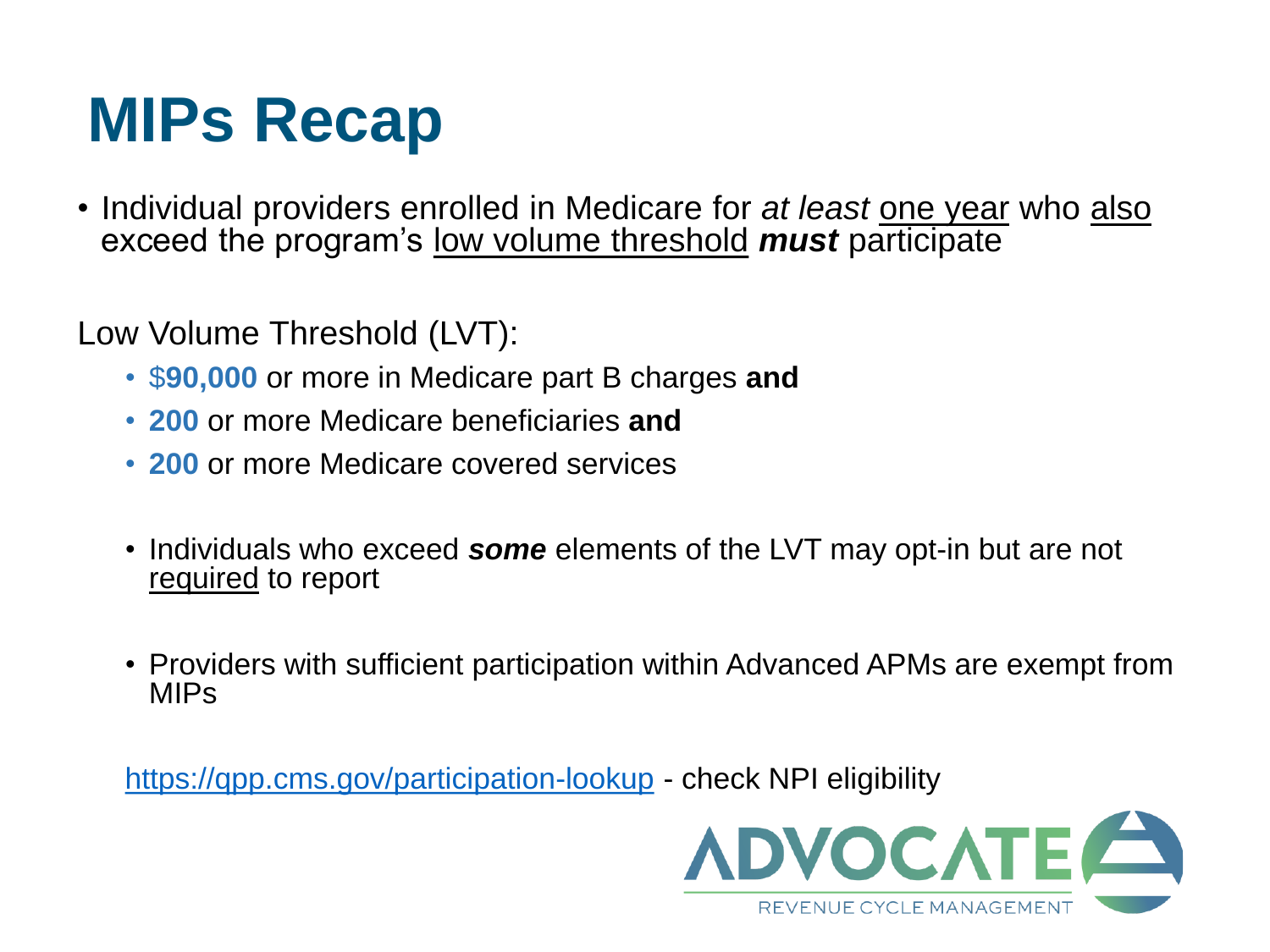# MIPs Recap

- Individual providers enrolled in Medicare for *at least* one year who also exceed the program's low volume threshold ***must*** participate

Low Volume Threshold (LVT):

- $**90,000** or more in Medicare part B charges **and**
- **200** or more Medicare beneficiaries **and**
- **200** or more Medicare covered services

- Individuals who exceed ***some*** elements of the LVT may opt-in but are not required to report

- Providers with sufficient participation within Advanced APMs are exempt from MIPs

https://qpp.cms.gov/participation-lookup - check NPI eligibility

ADVOCATE
REVENUE CYCLE MANAGEMENT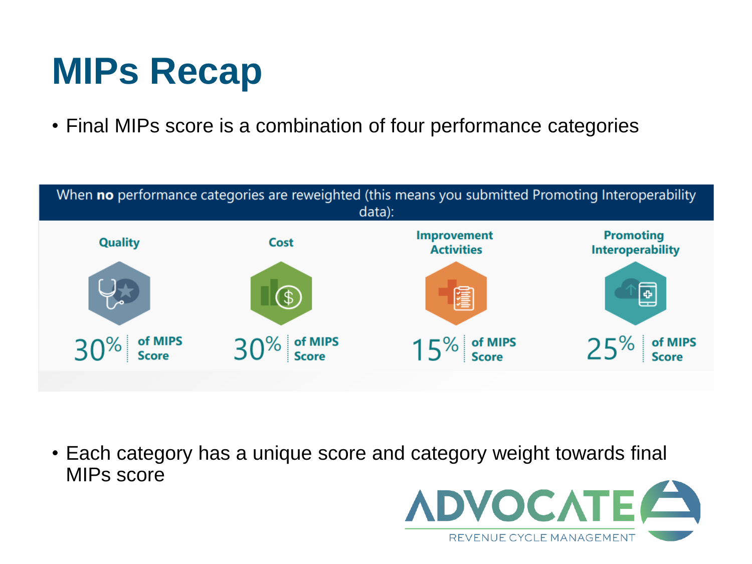# MIPs Recap

- Final MIPs score is a combination of four performance categories

When **no** performance categories are reweighted (this means you submitted Promoting Interoperability data):

| Quality | Cost | Improvement Activities | Promoting Interoperability |
|---|---|---|---|
| 30% of MIPS Score | 30% of MIPS Score | 15% of MIPS Score | 25% of MIPS Score |

- Each category has a unique score and category weight towards final MIPs score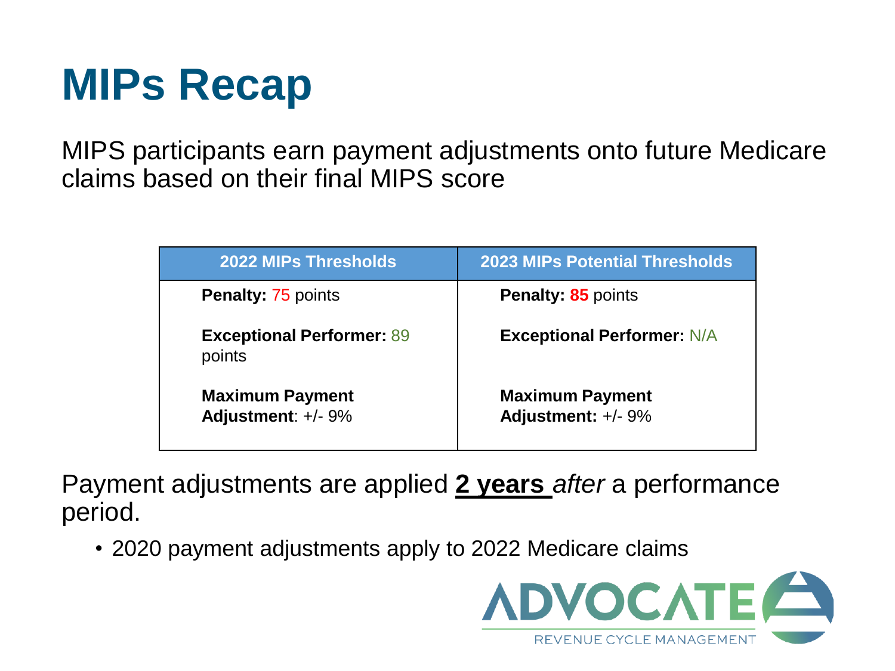# MIPs Recap

MIPS participants earn payment adjustments onto future Medicare claims based on their final MIPS score

| 2022 MIPs Thresholds | 2023 MIPs Potential Thresholds |
|---|---|
| **Penalty:** 75 points | **Penalty:** **85** points |
| **Exceptional Performer:** 89 points | **Exceptional Performer:** N/A |
| **Maximum Payment Adjustment**: +/- 9% | **Maximum Payment Adjustment:** +/- 9% |

Payment adjustments are applied **2 years** *after* a performance period.

- 2020 payment adjustments apply to 2022 Medicare claims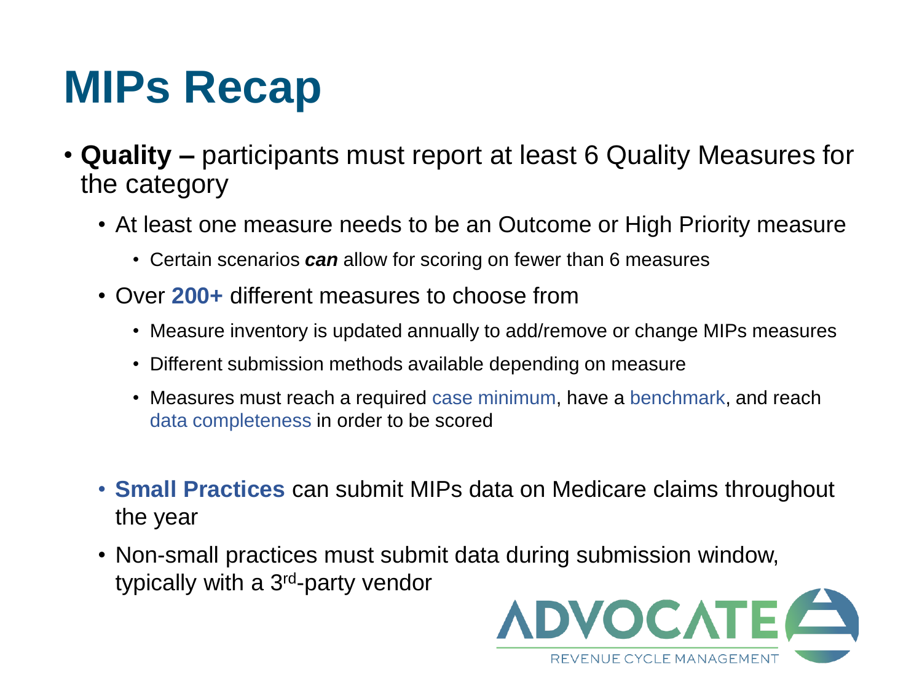# MIPs Recap

- **Quality –** participants must report at least 6 Quality Measures for the category
  - At least one measure needs to be an Outcome or High Priority measure
    - Certain scenarios ***can*** allow for scoring on fewer than 6 measures
  - Over **200+** different measures to choose from
    - Measure inventory is updated annually to add/remove or change MIPs measures
    - Different submission methods available depending on measure
    - Measures must reach a required case minimum, have a benchmark, and reach data completeness in order to be scored
  - **Small Practices** can submit MIPs data on Medicare claims throughout the year
  - Non-small practices must submit data during submission window, typically with a 3rd-party vendor

ADVOCATE REVENUE CYCLE MANAGEMENT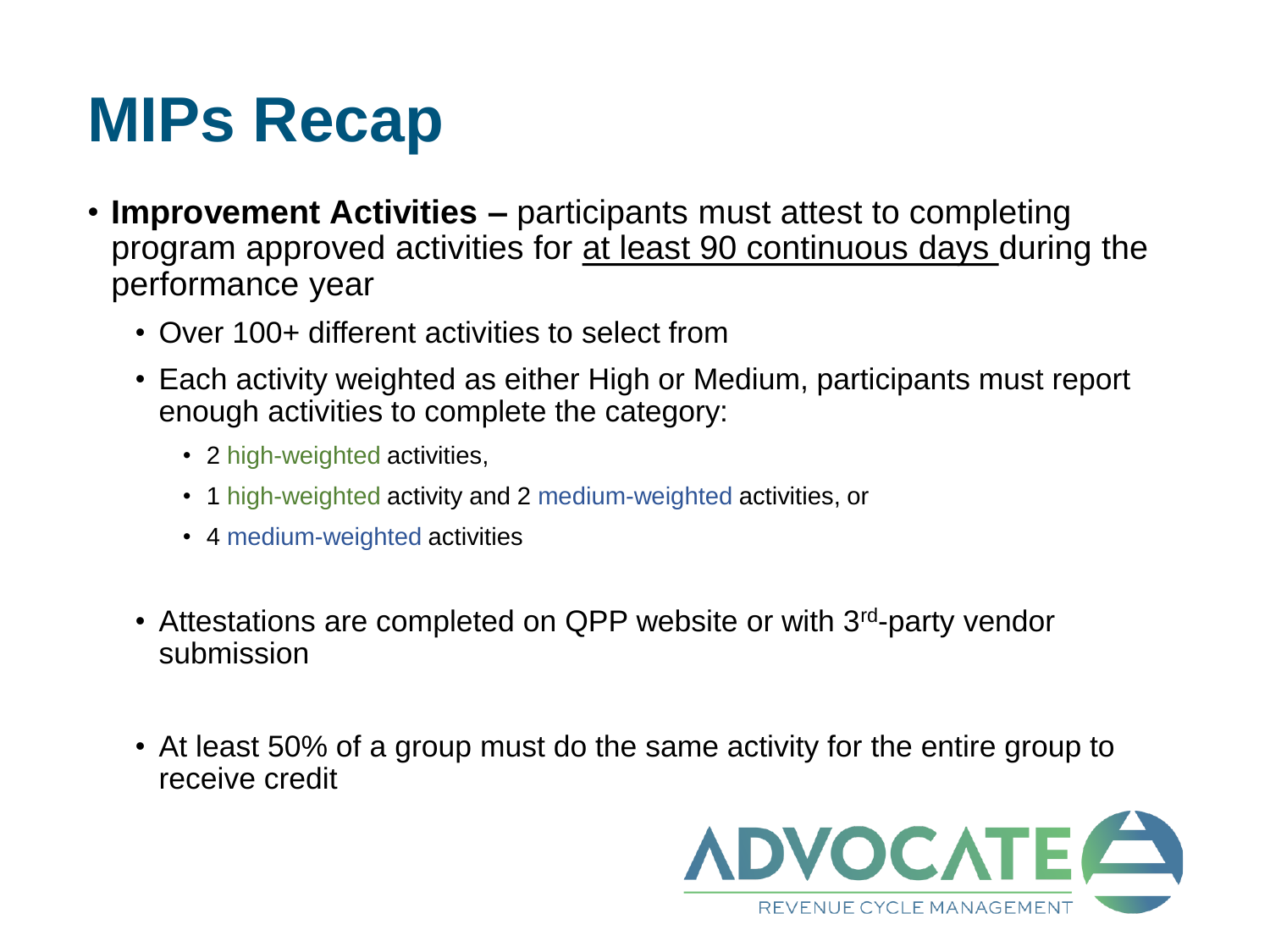# MIPs Recap

- **Improvement Activities –** participants must attest to completing program approved activities for at least 90 continuous days during the performance year
  - Over 100+ different activities to select from
  - Each activity weighted as either High or Medium, participants must report enough activities to complete the category:
    - 2 high-weighted activities,
    - 1 high-weighted activity and 2 medium-weighted activities, or
    - 4 medium-weighted activities
  - Attestations are completed on QPP website or with 3rd-party vendor submission
  - At least 50% of a group must do the same activity for the entire group to receive credit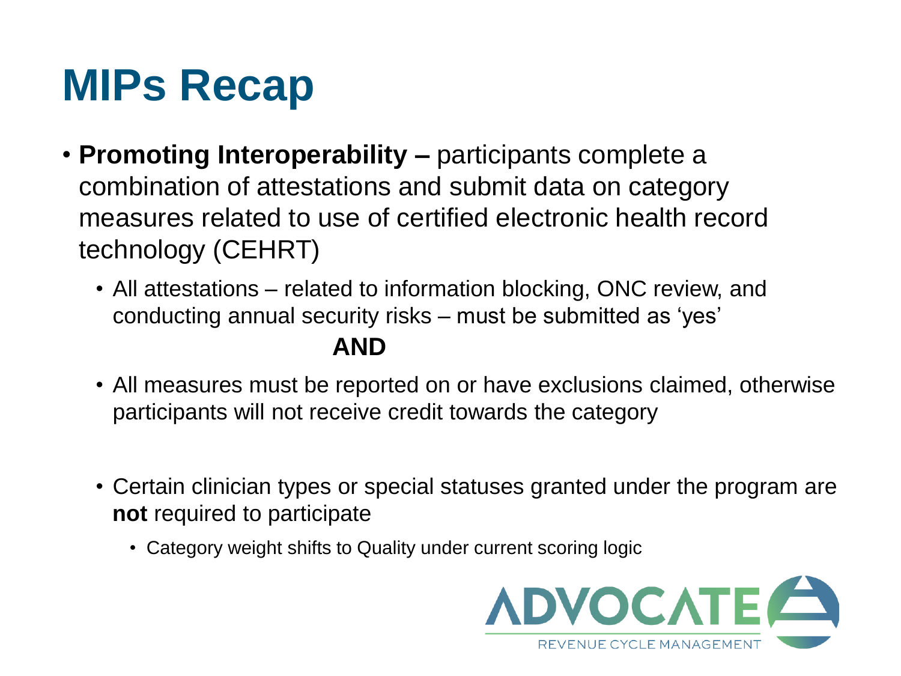# MIPs Recap

- **Promoting Interoperability –** participants complete a combination of attestations and submit data on category measures related to use of certified electronic health record technology (CEHRT)
  - All attestations – related to information blocking, ONC review, and conducting annual security risks – must be submitted as 'yes'

    **AND**

  - All measures must be reported on or have exclusions claimed, otherwise participants will not receive credit towards the category
  - Certain clinician types or special statuses granted under the program are **not** required to participate
    - Category weight shifts to Quality under current scoring logic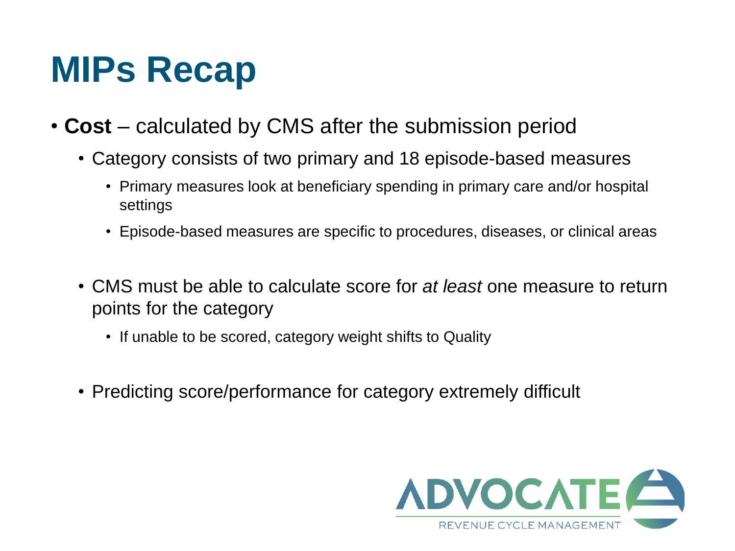# MIPs Recap

- **Cost** – calculated by CMS after the submission period
  - Category consists of two primary and 18 episode-based measures
    - Primary measures look at beneficiary spending in primary care and/or hospital settings
    - Episode-based measures are specific to procedures, diseases, or clinical areas
  - CMS must be able to calculate score for *at least* one measure to return points for the category
    - If unable to be scored, category weight shifts to Quality
  - Predicting score/performance for category extremely difficult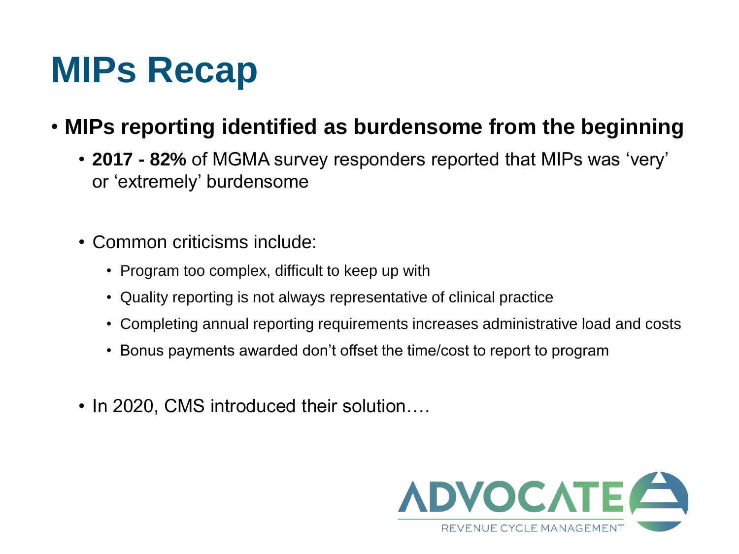# MIPs Recap

- **MIPs reporting identified as burdensome from the beginning**
  - **2017 - 82%** of MGMA survey responders reported that MIPs was ‘very’ or ‘extremely’ burdensome
  - Common criticisms include:
    - Program too complex, difficult to keep up with
    - Quality reporting is not always representative of clinical practice
    - Completing annual reporting requirements increases administrative load and costs
    - Bonus payments awarded don’t offset the time/cost to report to program
  - In 2020, CMS introduced their solution….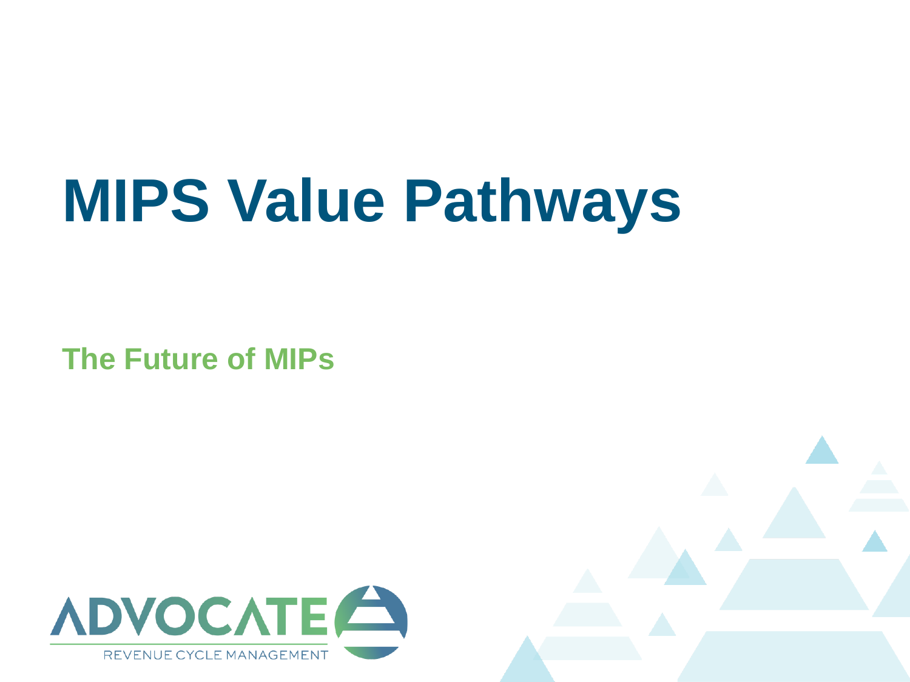# MIPS Value Pathways

## The Future of MIPs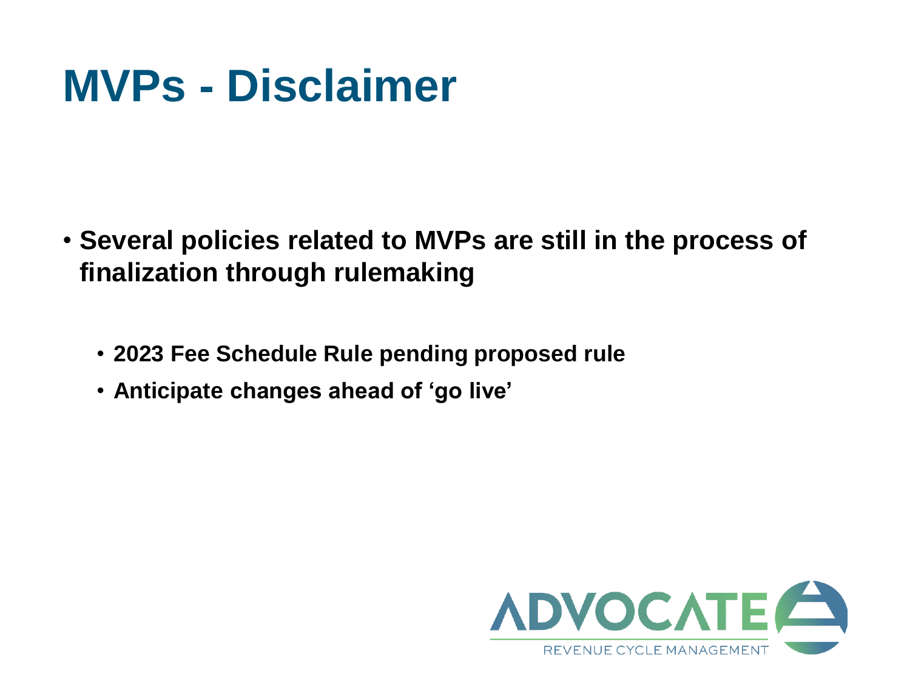# MVPs - Disclaimer

- **Several policies related to MVPs are still in the process of finalization through rulemaking**
  - **2023 Fee Schedule Rule pending proposed rule**
  - **Anticipate changes ahead of 'go live'**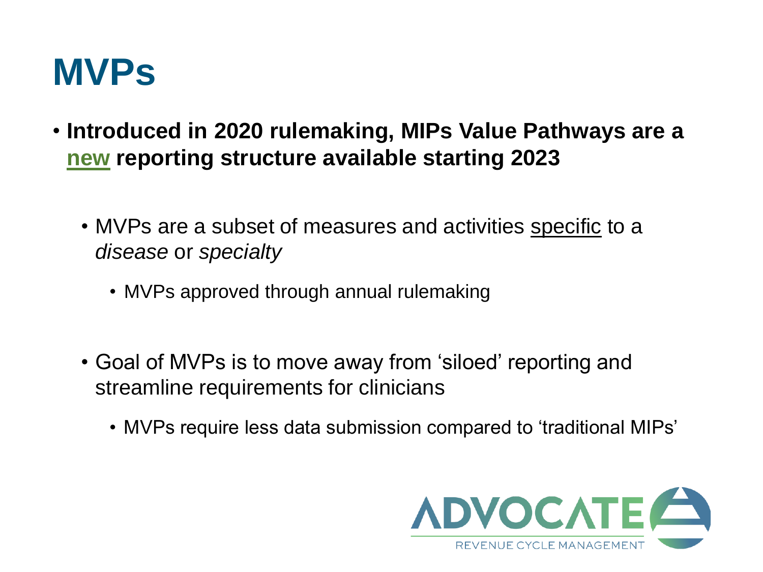# MVPs

- **Introduced in 2020 rulemaking, MIPs Value Pathways are a <u>new</u> reporting structure available starting 2023**
  - MVPs are a subset of measures and activities <u>specific</u> to a *disease* or *specialty*
    - MVPs approved through annual rulemaking
  - Goal of MVPs is to move away from 'siloed' reporting and streamline requirements for clinicians
    - MVPs require less data submission compared to 'traditional MIPs'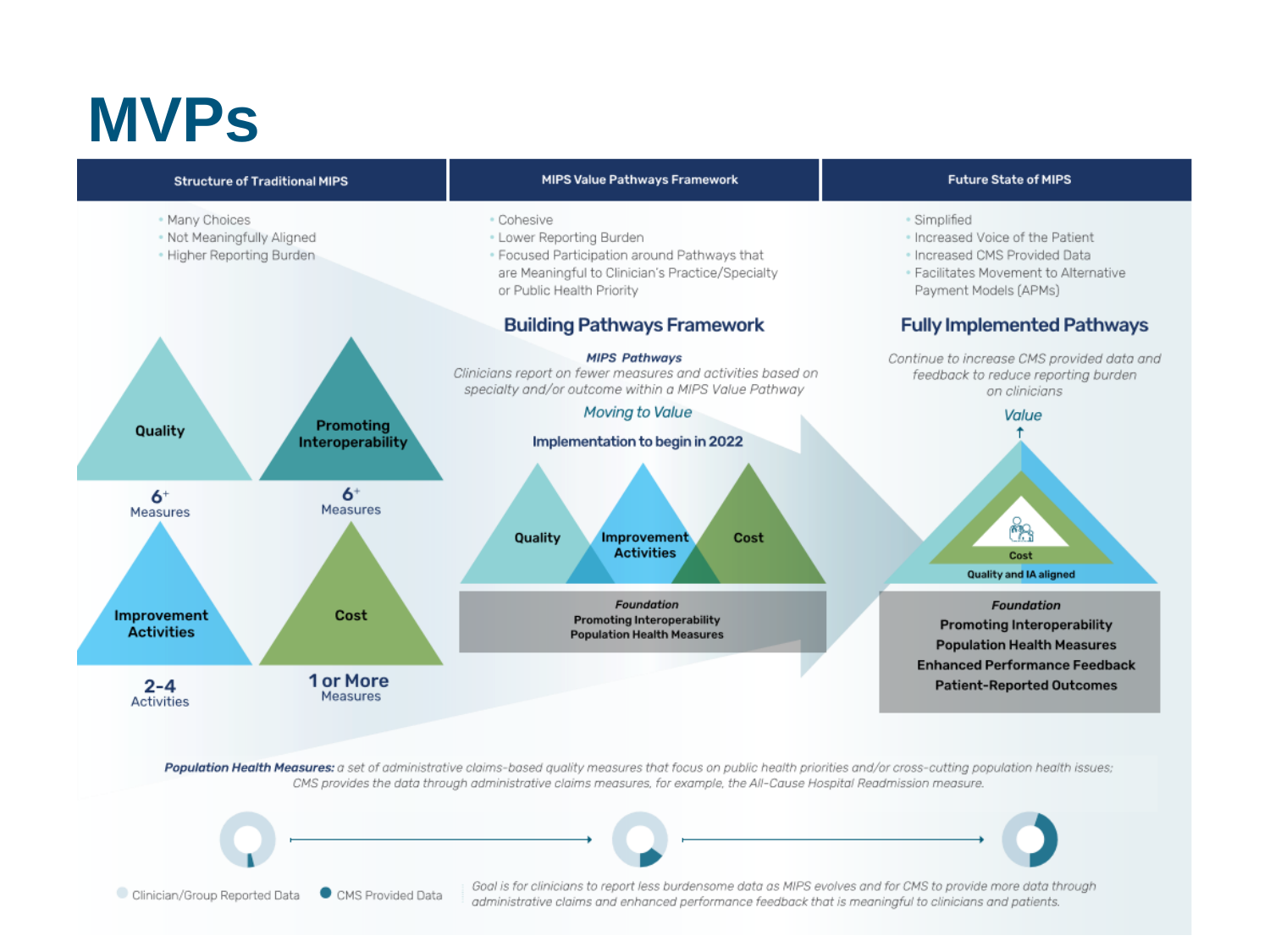# MVPs

## Structure of Traditional MIPS

- Many Choices
- Not Meaningfully Aligned
- Higher Reporting Burden

**Quality**
6+ Measures

**Promoting Interoperability**
6+ Measures

**Improvement Activities**
2-4 Activities

**Cost**
1 or More Measures

## MIPS Value Pathways Framework

- Cohesive
- Lower Reporting Burden
- Focused Participation around Pathways that are Meaningful to Clinician's Practice/Specialty or Public Health Priority

### Building Pathways Framework

***MIPS Pathways***
*Clinicians report on fewer measures and activities based on specialty and/or outcome within a MIPS Value Pathway*

*Moving to Value*

**Implementation to begin in 2022**

**Quality** | **Improvement Activities** | **Cost**

*Foundation*
**Promoting Interoperability**
**Population Health Measures**

## Future State of MIPS

- Simplified
- Increased Voice of the Patient
- Increased CMS Provided Data
- Facilitates Movement to Alternative Payment Models (APMs)

### Fully Implemented Pathways

*Continue to increase CMS provided data and feedback to reduce reporting burden on clinicians*

*Value* ↑

**Cost**
**Quality and IA aligned**

*Foundation*
**Promoting Interoperability**
**Population Health Measures**
**Enhanced Performance Feedback**
**Patient-Reported Outcomes**

***Population Health Measures:*** *a set of administrative claims-based quality measures that focus on public health priorities and/or cross-cutting population health issues; CMS provides the data through administrative claims measures, for example, the All-Cause Hospital Readmission measure.*

Clinician/Group Reported Data    CMS Provided Data

*Goal is for clinicians to report less burdensome data as MIPS evolves and for CMS to provide more data through administrative claims and enhanced performance feedback that is meaningful to clinicians and patients.*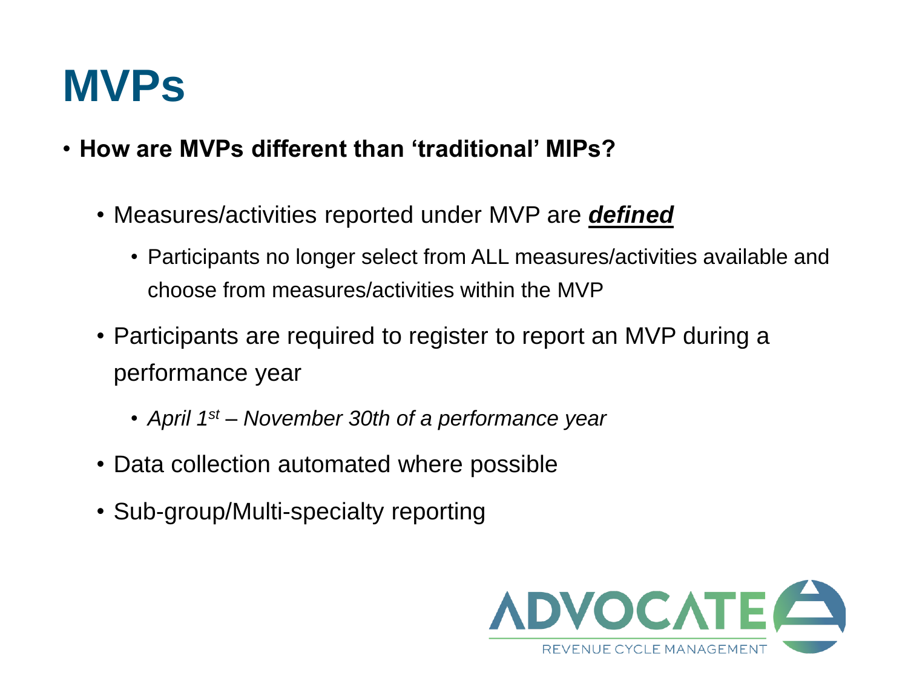# MVPs

- **How are MVPs different than 'traditional' MIPs?**
  - Measures/activities reported under MVP are ***defined***
    - Participants no longer select from ALL measures/activities available and choose from measures/activities within the MVP
  - Participants are required to register to report an MVP during a performance year
    - *April 1st – November 30th of a performance year*
  - Data collection automated where possible
  - Sub-group/Multi-specialty reporting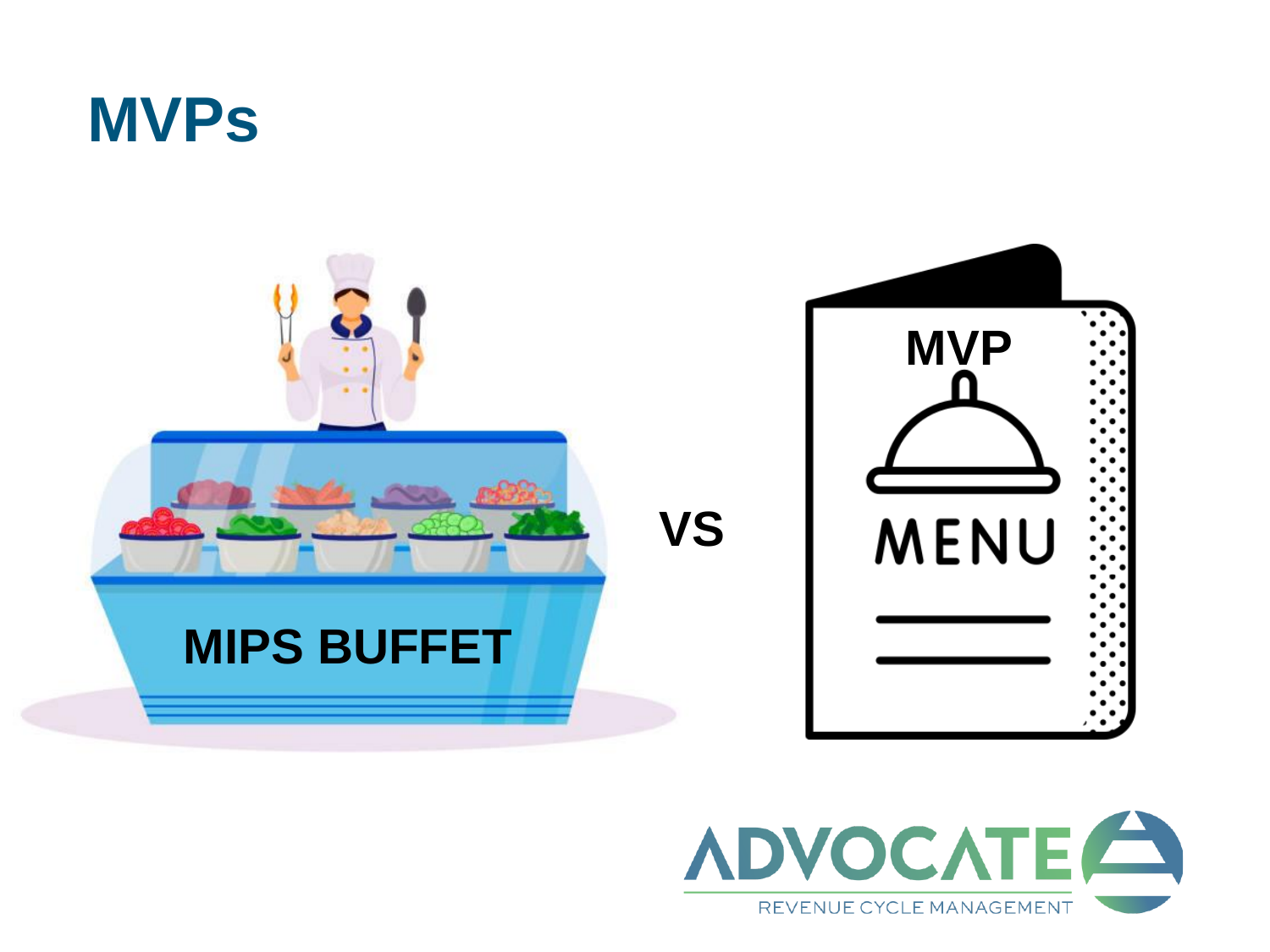# MVPs

MIPS BUFFET

VS

MVP

MENU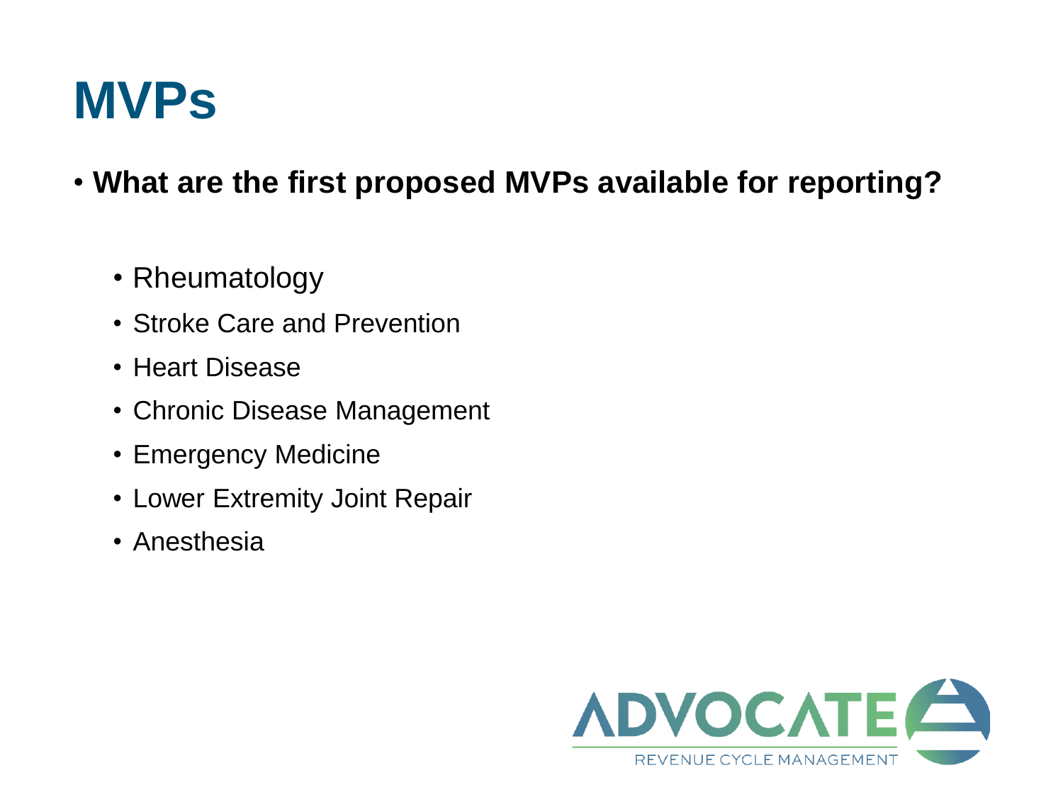# MVPs

- **What are the first proposed MVPs available for reporting?**
  - Rheumatology
  - Stroke Care and Prevention
  - Heart Disease
  - Chronic Disease Management
  - Emergency Medicine
  - Lower Extremity Joint Repair
  - Anesthesia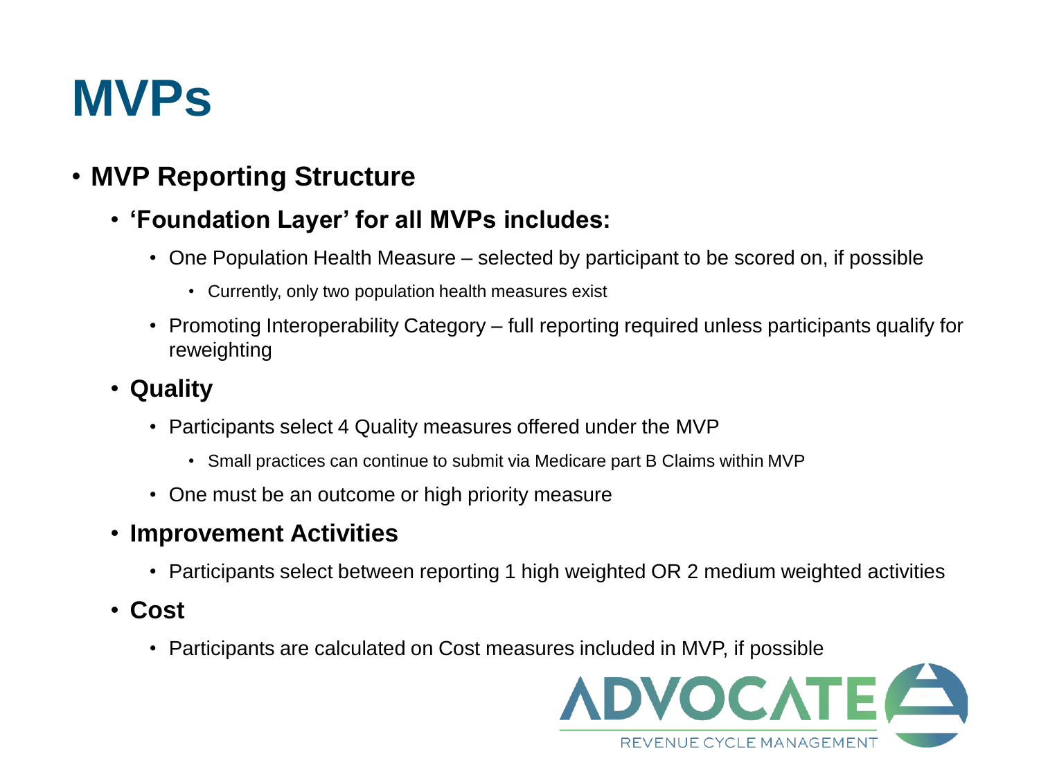# MVPs

- **MVP Reporting Structure**
  - **'Foundation Layer' for all MVPs includes:**
    - One Population Health Measure – selected by participant to be scored on, if possible
      - Currently, only two population health measures exist
    - Promoting Interoperability Category – full reporting required unless participants qualify for reweighting
  - **Quality**
    - Participants select 4 Quality measures offered under the MVP
      - Small practices can continue to submit via Medicare part B Claims within MVP
    - One must be an outcome or high priority measure
  - **Improvement Activities**
    - Participants select between reporting 1 high weighted OR 2 medium weighted activities
  - **Cost**
    - Participants are calculated on Cost measures included in MVP, if possible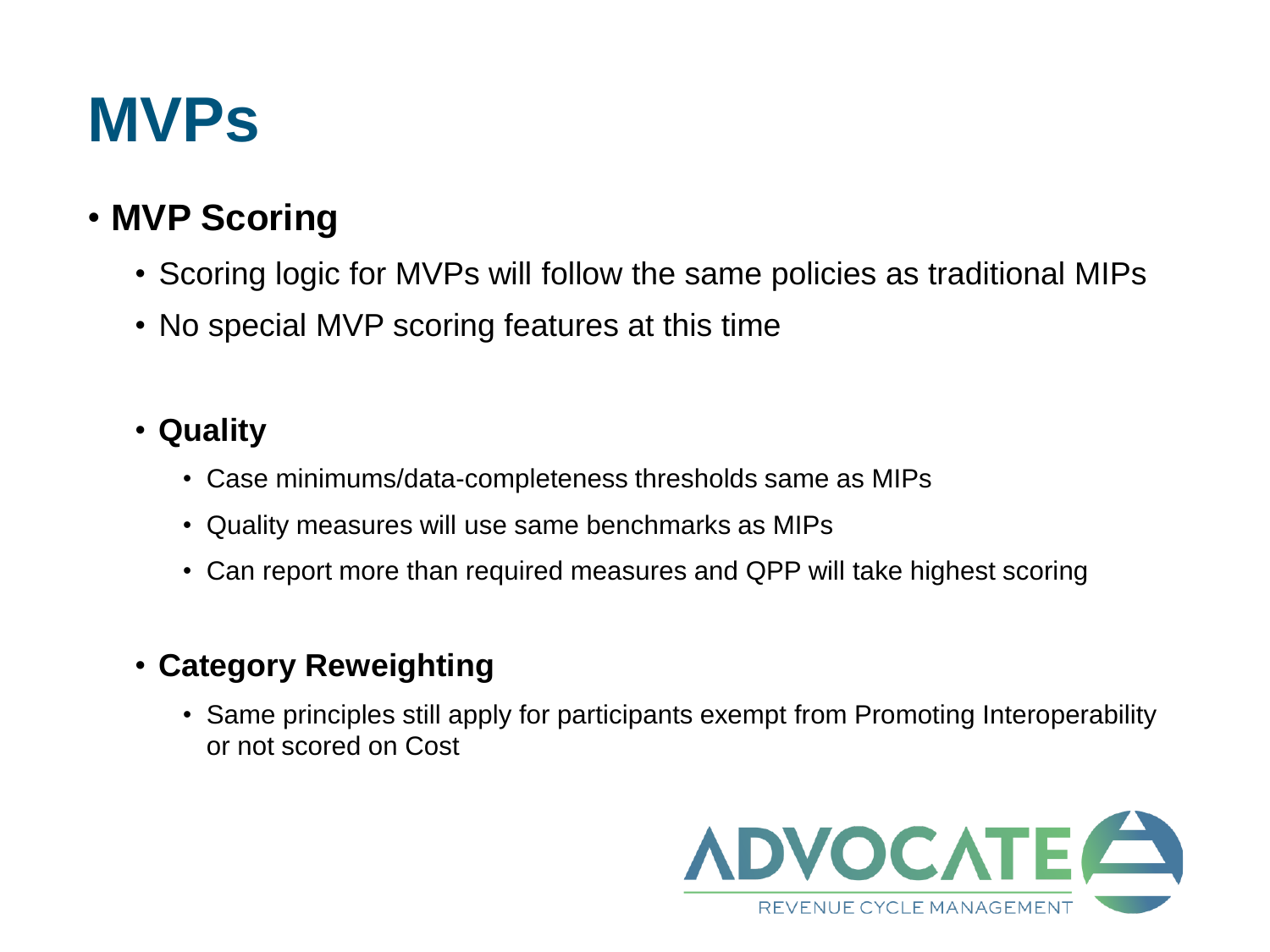# MVPs

- **MVP Scoring**
  - Scoring logic for MVPs will follow the same policies as traditional MIPs
  - No special MVP scoring features at this time
  - **Quality**
    - Case minimums/data-completeness thresholds same as MIPs
    - Quality measures will use same benchmarks as MIPs
    - Can report more than required measures and QPP will take highest scoring
  - **Category Reweighting**
    - Same principles still apply for participants exempt from Promoting Interoperability or not scored on Cost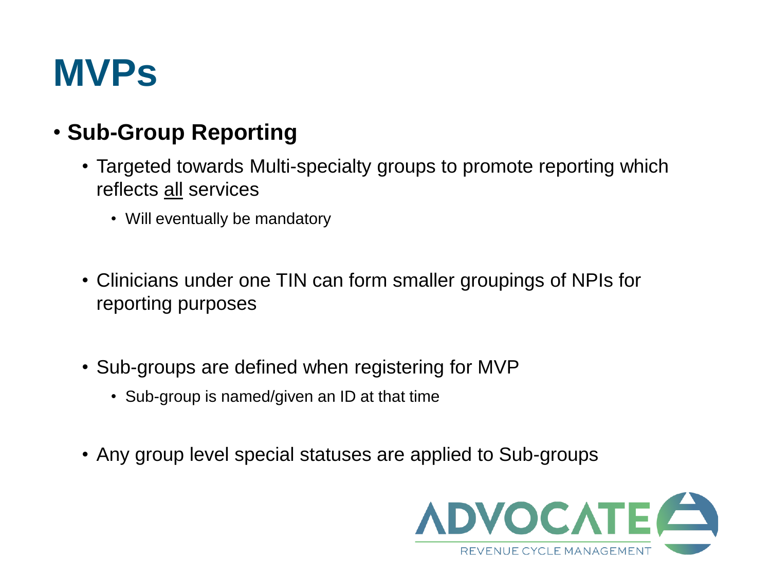# MVPs

- **Sub-Group Reporting**
  - Targeted towards Multi-specialty groups to promote reporting which reflects <u>all</u> services
    - Will eventually be mandatory
  - Clinicians under one TIN can form smaller groupings of NPIs for reporting purposes
  - Sub-groups are defined when registering for MVP
    - Sub-group is named/given an ID at that time
  - Any group level special statuses are applied to Sub-groups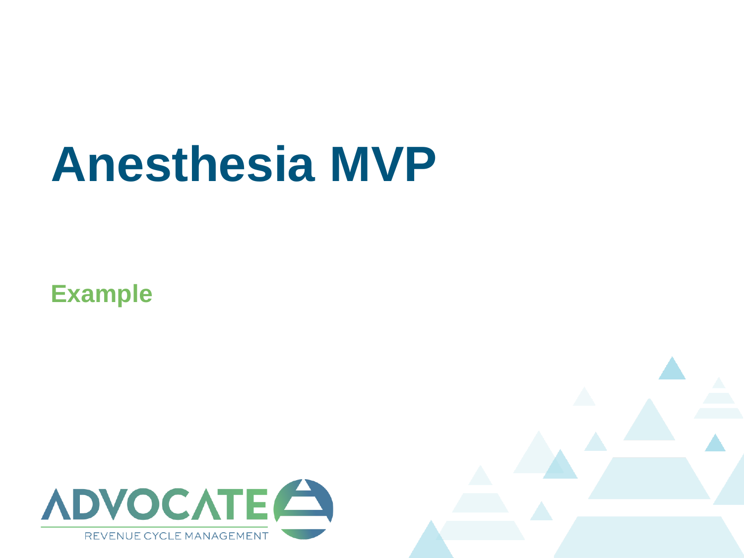# Anesthesia MVP

## Example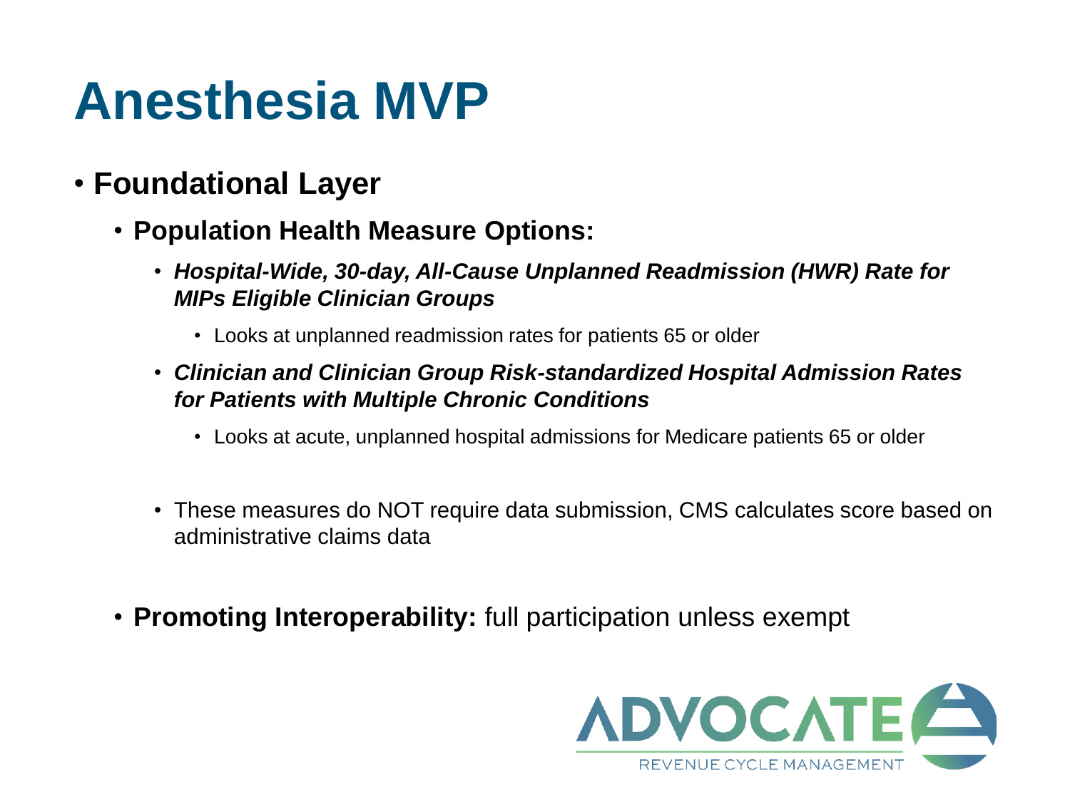# Anesthesia MVP

- **Foundational Layer**
  - **Population Health Measure Options:**
    - ***Hospital-Wide, 30-day, All-Cause Unplanned Readmission (HWR) Rate for MIPs Eligible Clinician Groups***
      - Looks at unplanned readmission rates for patients 65 or older
    - ***Clinician and Clinician Group Risk-standardized Hospital Admission Rates for Patients with Multiple Chronic Conditions***
      - Looks at acute, unplanned hospital admissions for Medicare patients 65 or older
    - These measures do NOT require data submission, CMS calculates score based on administrative claims data
  - **Promoting Interoperability:** full participation unless exempt

ADVOCATE REVENUE CYCLE MANAGEMENT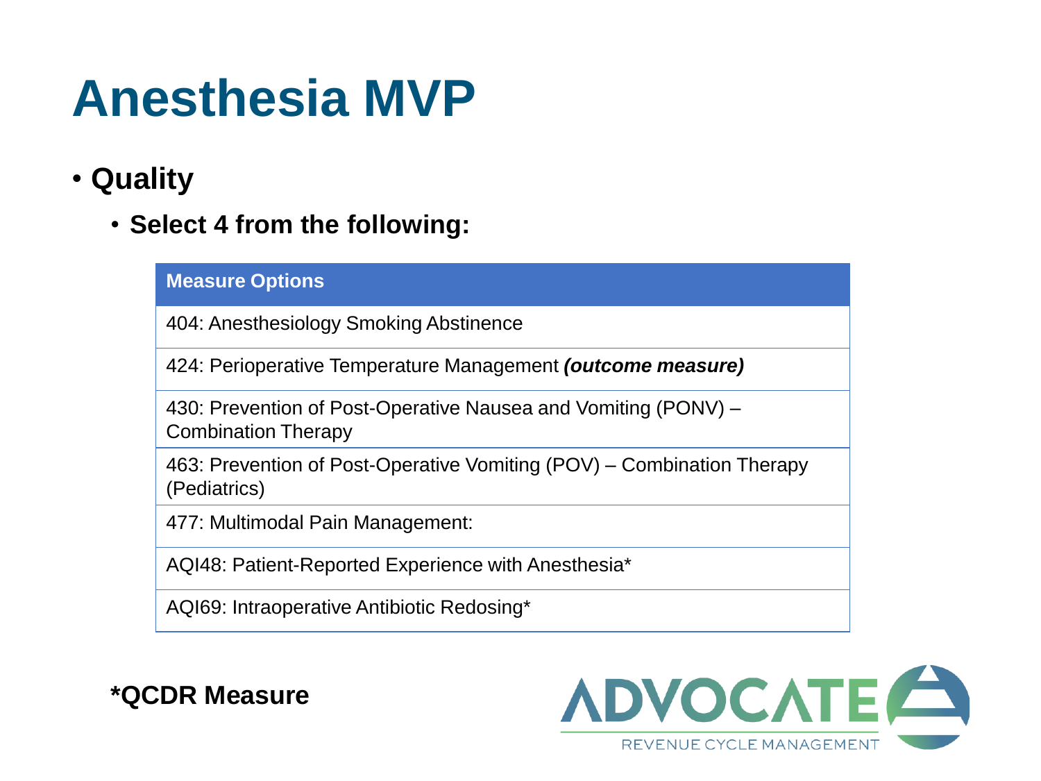# Anesthesia MVP

- **Quality**
  - **Select 4 from the following:**

| Measure Options |
|---|
| 404: Anesthesiology Smoking Abstinence |
| 424: Perioperative Temperature Management ***(outcome measure)*** |
| 430: Prevention of Post-Operative Nausea and Vomiting (PONV) – Combination Therapy |
| 463: Prevention of Post-Operative Vomiting (POV) – Combination Therapy (Pediatrics) |
| 477: Multimodal Pain Management: |
| AQI48: Patient-Reported Experience with Anesthesia* |
| AQI69: Intraoperative Antibiotic Redosing* |

**\*QCDR Measure**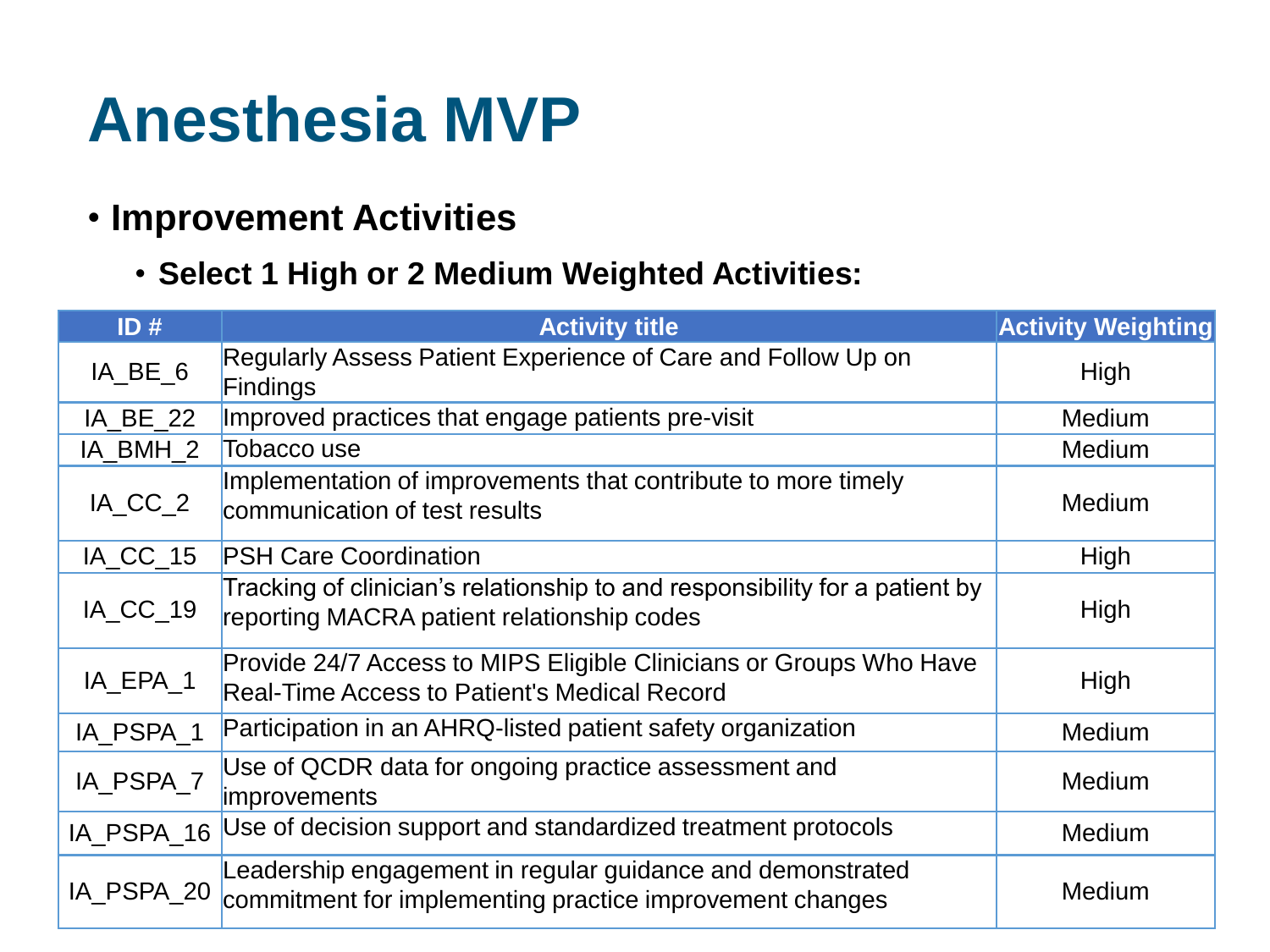# Anesthesia MVP

- **Improvement Activities**
  - **Select 1 High or 2 Medium Weighted Activities:**

| ID # | Activity title | Activity Weighting |
|---|---|---|
| IA_BE_6 | Regularly Assess Patient Experience of Care and Follow Up on Findings | High |
| IA_BE_22 | Improved practices that engage patients pre-visit | Medium |
| IA_BMH_2 | Tobacco use | Medium |
| IA_CC_2 | Implementation of improvements that contribute to more timely communication of test results | Medium |
| IA_CC_15 | PSH Care Coordination | High |
| IA_CC_19 | Tracking of clinician's relationship to and responsibility for a patient by reporting MACRA patient relationship codes | High |
| IA_EPA_1 | Provide 24/7 Access to MIPS Eligible Clinicians or Groups Who Have Real-Time Access to Patient's Medical Record | High |
| IA_PSPA_1 | Participation in an AHRQ-listed patient safety organization | Medium |
| IA_PSPA_7 | Use of QCDR data for ongoing practice assessment and improvements | Medium |
| IA_PSPA_16 | Use of decision support and standardized treatment protocols | Medium |
| IA_PSPA_20 | Leadership engagement in regular guidance and demonstrated commitment for implementing practice improvement changes | Medium |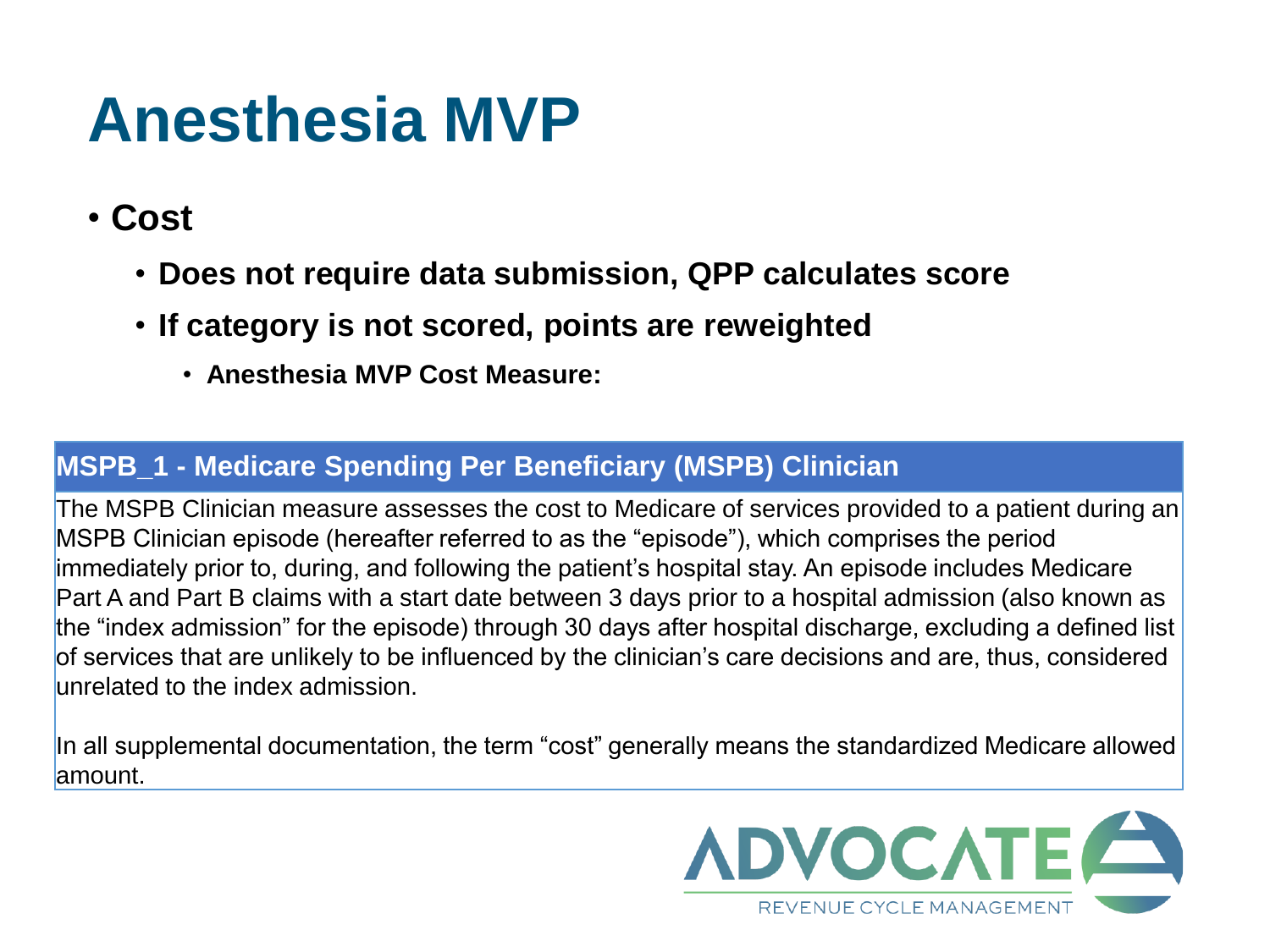# Anesthesia MVP

- **Cost**
  - **Does not require data submission, QPP calculates score**
  - **If category is not scored, points are reweighted**
    - **Anesthesia MVP Cost Measure:**

| MSPB_1 - Medicare Spending Per Beneficiary (MSPB) Clinician |
| --- |
| The MSPB Clinician measure assesses the cost to Medicare of services provided to a patient during an MSPB Clinician episode (hereafter referred to as the "episode"), which comprises the period immediately prior to, during, and following the patient's hospital stay. An episode includes Medicare Part A and Part B claims with a start date between 3 days prior to a hospital admission (also known as the "index admission" for the episode) through 30 days after hospital discharge, excluding a defined list of services that are unlikely to be influenced by the clinician's care decisions and are, thus, considered unrelated to the index admission. <br><br> In all supplemental documentation, the term "cost" generally means the standardized Medicare allowed amount. |

ADVOCATE REVENUE CYCLE MANAGEMENT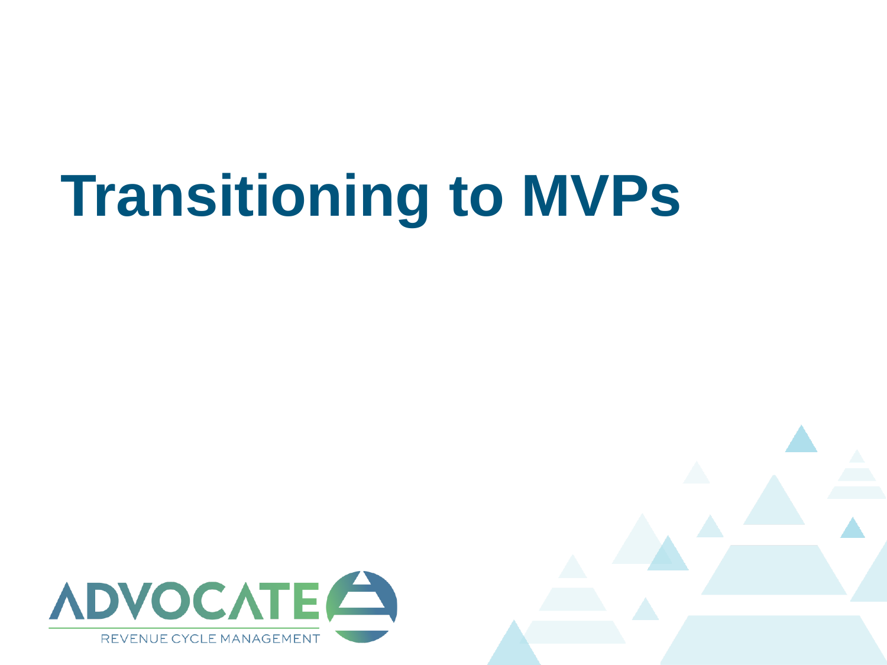# Transitioning to MVPs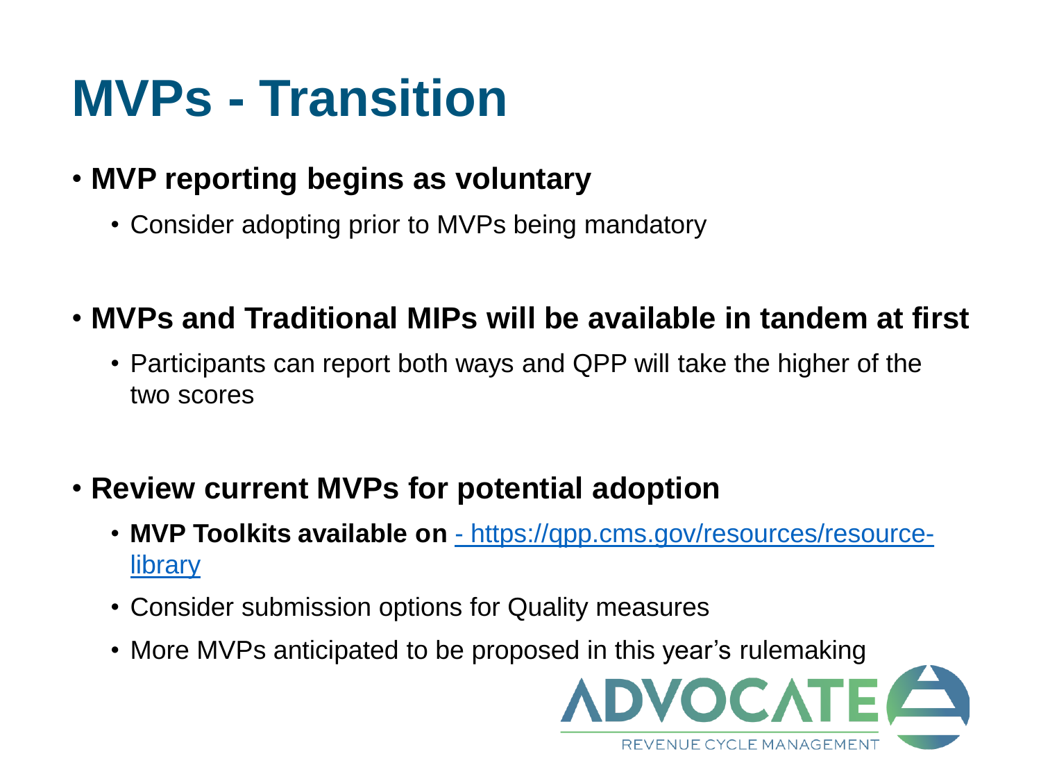# MVPs - Transition

- **MVP reporting begins as voluntary**
  - Consider adopting prior to MVPs being mandatory
- **MVPs and Traditional MIPs will be available in tandem at first**
  - Participants can report both ways and QPP will take the higher of the two scores
- **Review current MVPs for potential adoption**
  - **MVP Toolkits available on** [- https://qpp.cms.gov/resources/resource-library](https://qpp.cms.gov/resources/resource-library)
  - Consider submission options for Quality measures
  - More MVPs anticipated to be proposed in this year's rulemaking

ADVOCATE
REVENUE CYCLE MANAGEMENT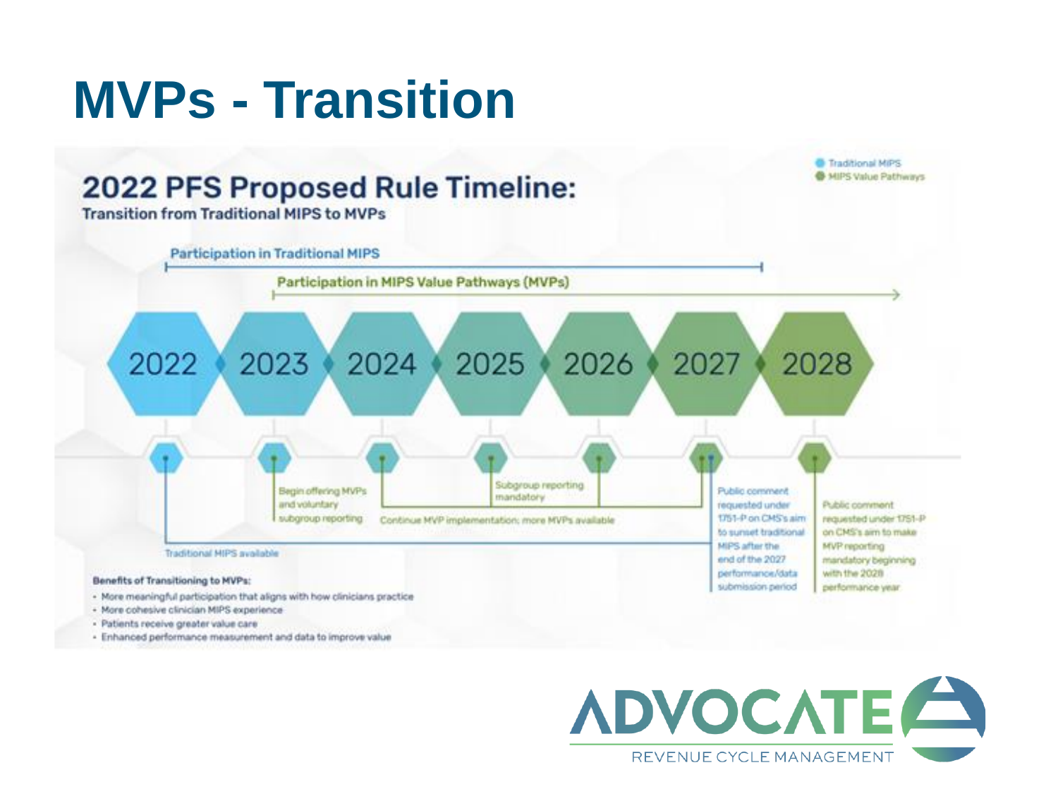# MVPs - Transition

## 2022 PFS Proposed Rule Timeline:

**Transition from Traditional MIPS to MVPs**

- Traditional MIPS
- MIPS Value Pathways

**Participation in Traditional MIPS**

**Participation in MIPS Value Pathways (MVPs)**

2022 · 2023 · 2024 · 2025 · 2026 · 2027 · 2028

- Traditional MIPS available
- Begin offering MVPs and voluntary subgroup reporting
- Continue MVP implementation; more MVPs available
- Subgroup reporting mandatory
- Public comment requested under 1751-P on CMS's aim to sunset traditional MIPS after the end of the 2027 performance/data submission period
- Public comment requested under 1751-P on CMS's aim to make MVP reporting mandatory beginning with the 2028 performance year

**Benefits of Transitioning to MVPs:**

- More meaningful participation that aligns with how clinicians practice
- More cohesive clinician MIPS experience
- Patients receive greater value care
- Enhanced performance measurement and data to improve value

ADVOCATE
REVENUE CYCLE MANAGEMENT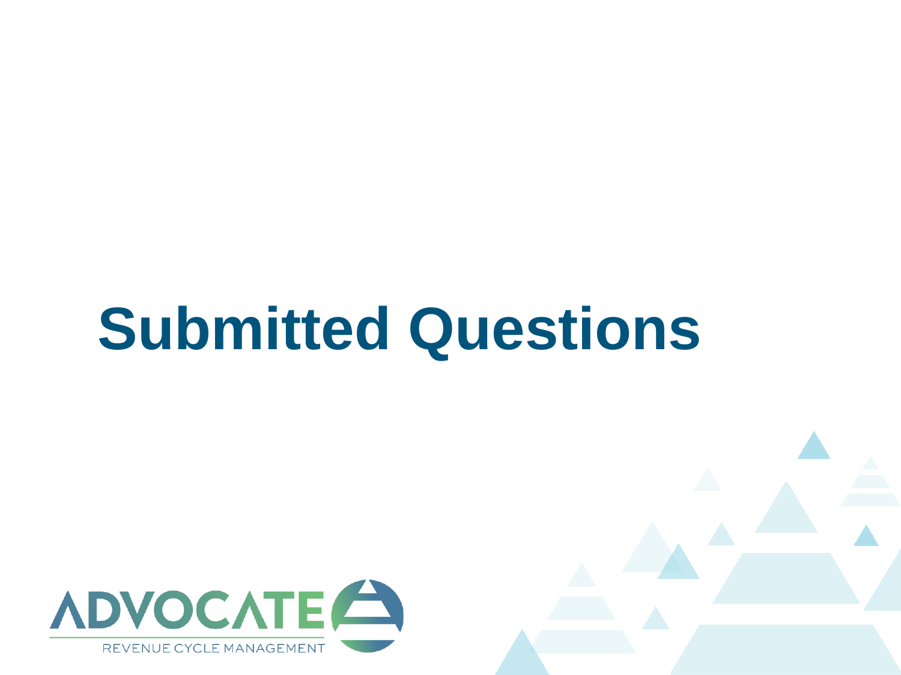# Submitted Questions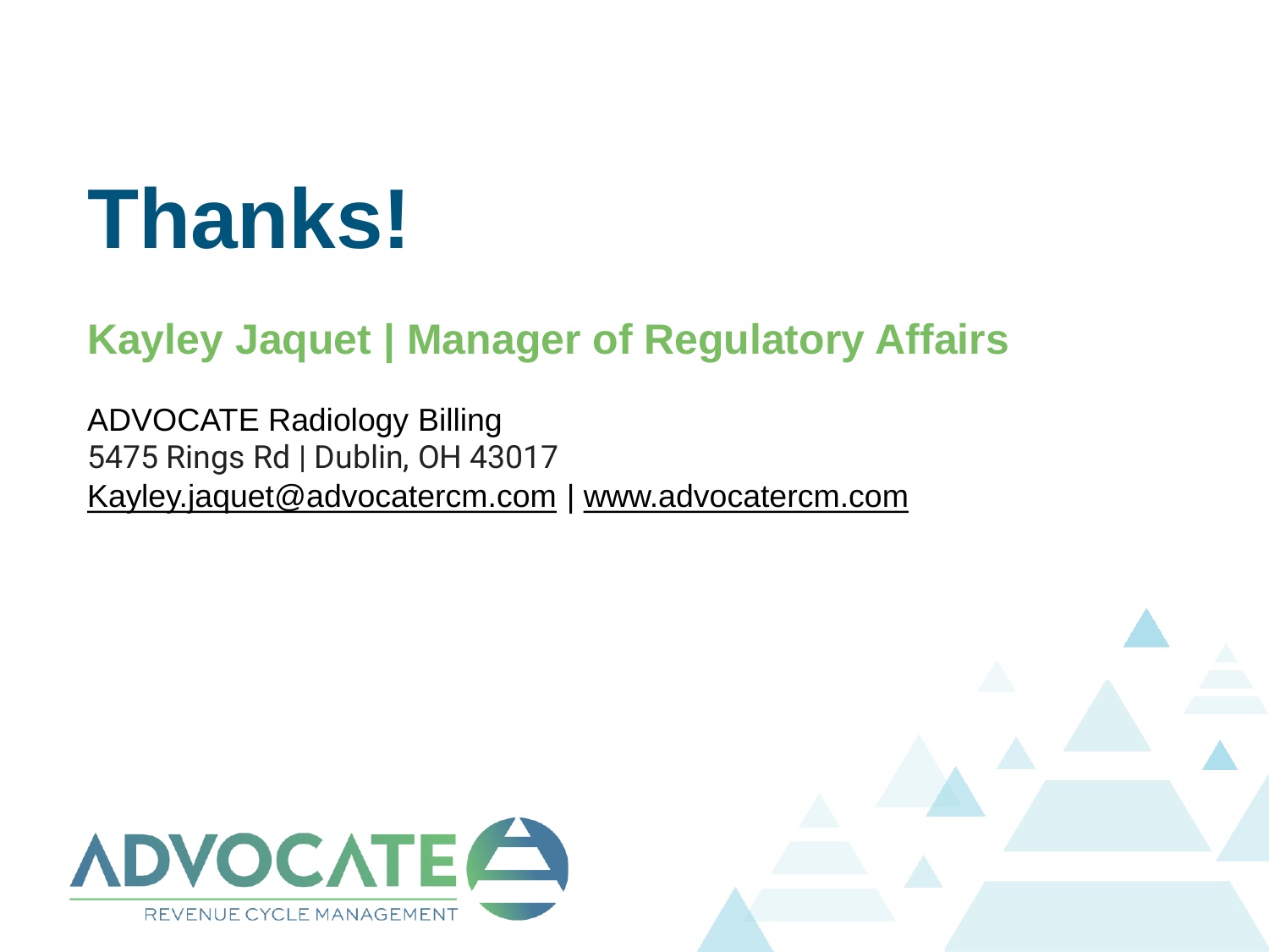# Thanks!

## Kayley Jaquet | Manager of Regulatory Affairs

ADVOCATE Radiology Billing
5475 Rings Rd | Dublin, OH 43017
Kayley.jaquet@advocatercm.com | www.advocatercm.com

ADVOCATE
REVENUE CYCLE MANAGEMENT